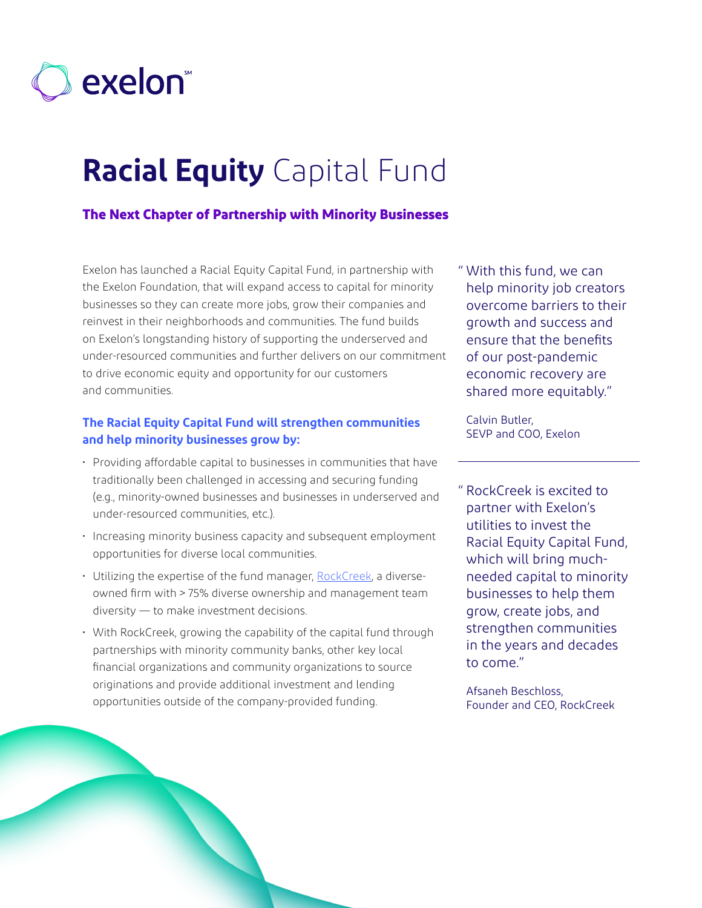exelon[SM]

# **Racial Equity** Capital Fund

### The Next Chapter of Partnership with Minority Businesses

Exelon has launched a Racial Equity Capital Fund, in partnership with the Exelon Foundation, that will expand access to capital for minority businesses so they can create more jobs, grow their companies and reinvest in their neighborhoods and communities. The fund builds on Exelon's longstanding history of supporting the underserved and under-resourced communities and further delivers on our commitment to drive economic equity and opportunity for our customers and communities.

### The Racial Equity Capital Fund will strengthen communities and help minority businesses grow by:

- Providing affordable capital to businesses in communities that have traditionally been challenged in accessing and securing funding (e.g., minority-owned businesses and businesses in underserved and under-resourced communities, etc.).
- Increasing minority business capacity and subsequent employment opportunities for diverse local communities.
- Utilizing the expertise of the fund manager, [RockCreek](), a diverse-owned firm with > 75% diverse ownership and management team diversity — to make investment decisions.
- With RockCreek, growing the capability of the capital fund through partnerships with minority community banks, other key local financial organizations and community organizations to source originations and provide additional investment and lending opportunities outside of the company-provided funding.

> "With this fund, we can help minority job creators overcome barriers to their growth and success and ensure that the benefits of our post-pandemic economic recovery are shared more equitably."
>
> Calvin Butler,
> SEVP and COO, Exelon

---

> "RockCreek is excited to partner with Exelon's utilities to invest the Racial Equity Capital Fund, which will bring much-needed capital to minority businesses to help them grow, create jobs, and strengthen communities in the years and decades to come."
>
> Afsaneh Beschloss,
> Founder and CEO, RockCreek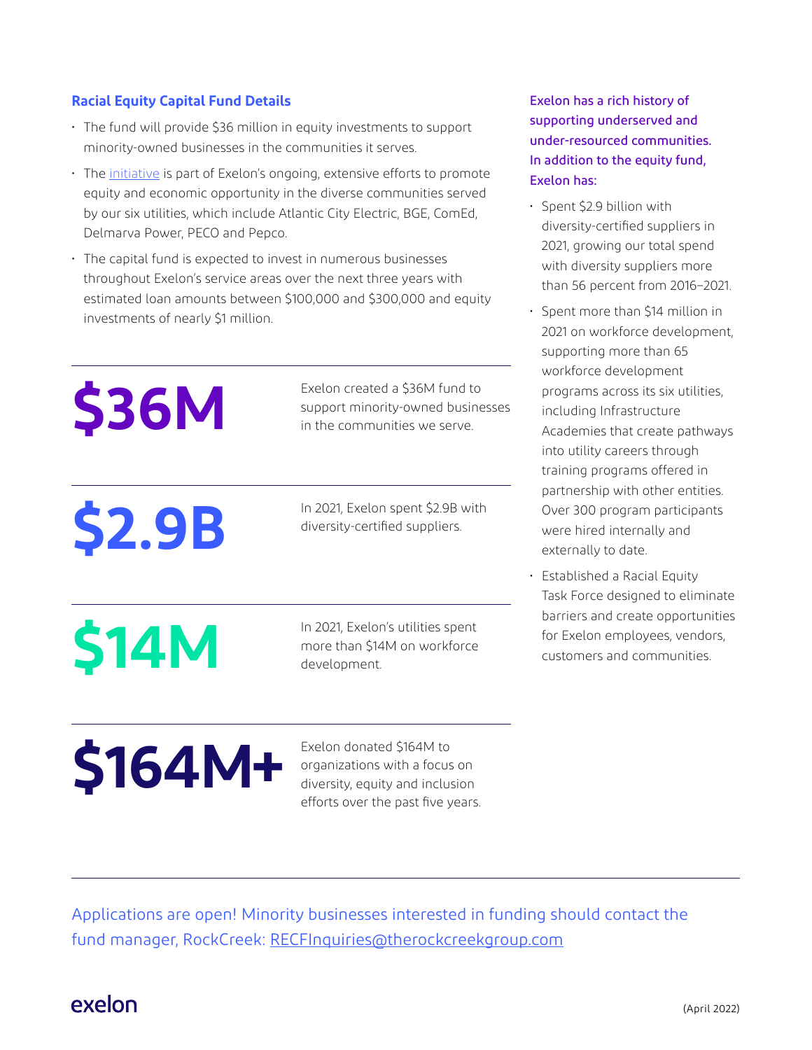## Racial Equity Capital Fund Details

- The fund will provide $36 million in equity investments to support minority-owned businesses in the communities it serves.
- The initiative is part of Exelon's ongoing, extensive efforts to promote equity and economic opportunity in the diverse communities served by our six utilities, which include Atlantic City Electric, BGE, ComEd, Delmarva Power, PECO and Pepco.
- The capital fund is expected to invest in numerous businesses throughout Exelon's service areas over the next three years with estimated loan amounts between $100,000 and $300,000 and equity investments of nearly $1 million.

**$36M**

Exelon created a $36M fund to support minority-owned businesses in the communities we serve.

**$2.9B**

In 2021, Exelon spent $2.9B with diversity-certified suppliers.

**$14M**

In 2021, Exelon's utilities spent more than $14M on workforce development.

**$164M+**

Exelon donated $164M to organizations with a focus on diversity, equity and inclusion efforts over the past five years.

**Exelon has a rich history of supporting underserved and under-resourced communities. In addition to the equity fund, Exelon has:**

- Spent $2.9 billion with diversity-certified suppliers in 2021, growing our total spend with diversity suppliers more than 56 percent from 2016–2021.
- Spent more than $14 million in 2021 on workforce development, supporting more than 65 workforce development programs across its six utilities, including Infrastructure Academies that create pathways into utility careers through training programs offered in partnership with other entities. Over 300 program participants were hired internally and externally to date.
- Established a Racial Equity Task Force designed to eliminate barriers and create opportunities for Exelon employees, vendors, customers and communities.

Applications are open! Minority businesses interested in funding should contact the fund manager, RockCreek: RECFInquiries@therockcreekgroup.com

exelon

(April 2022)